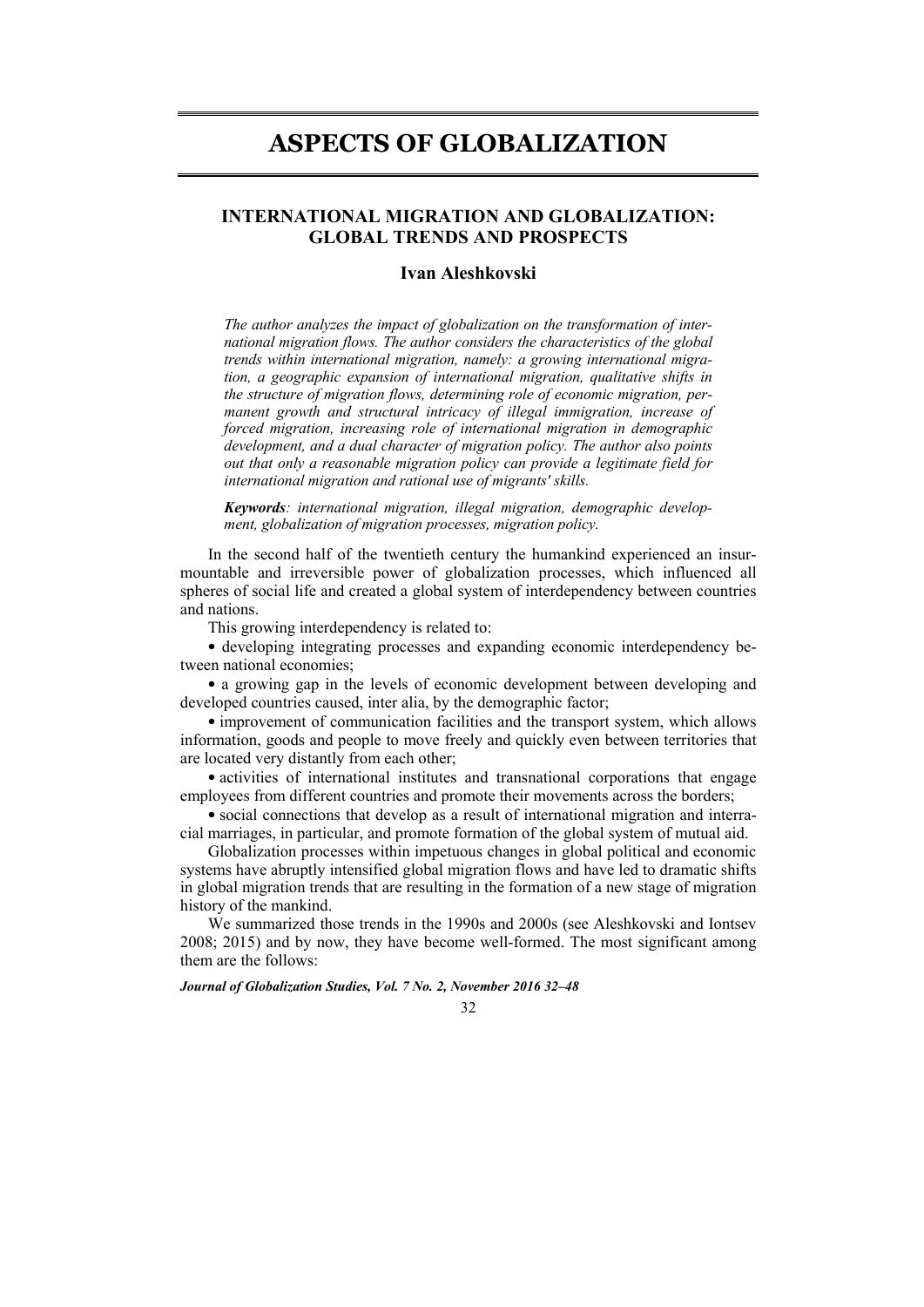# ASPECTS OF GLOBALIZATION

## INTERNATIONAL MIGRATION AND GLOBALIZATION: GLOBAL TRENDS AND PROSPECTS

### Ivan Aleshkovski

*The author analyzes the impact of globalization on the transformation of international migration flows. The author considers the characteristics of the global trends within international migration, namely: a growing international migration, a geographic expansion of international migration, qualitative shifts in the structure of migration flows, determining role of economic migration, permanent growth and structural intricacy of illegal immigration, increase of forced migration, increasing role of international migration in demographic development, and a dual character of migration policy. The author also points out that only a reasonable migration policy can provide a legitimate field for international migration and rational use of migrants' skills.*

***Keywords****: international migration, illegal migration, demographic development, globalization of migration processes, migration policy.*

In the second half of the twentieth century the humankind experienced an insurmountable and irreversible power of globalization processes, which influenced all spheres of social life and created a global system of interdependency between countries and nations.

This growing interdependency is related to:

- developing integrating processes and expanding economic interdependency between national economies;
- a growing gap in the levels of economic development between developing and developed countries caused, inter alia, by the demographic factor;
- improvement of communication facilities and the transport system, which allows information, goods and people to move freely and quickly even between territories that are located very distantly from each other;
- activities of international institutes and transnational corporations that engage employees from different countries and promote their movements across the borders;
- social connections that develop as a result of international migration and interracial marriages, in particular, and promote formation of the global system of mutual aid.

Globalization processes within impetuous changes in global political and economic systems have abruptly intensified global migration flows and have led to dramatic shifts in global migration trends that are resulting in the formation of a new stage of migration history of the mankind.

We summarized those trends in the 1990s and 2000s (see Aleshkovski and Iontsev 2008; 2015) and by now, they have become well-formed. The most significant among them are the follows: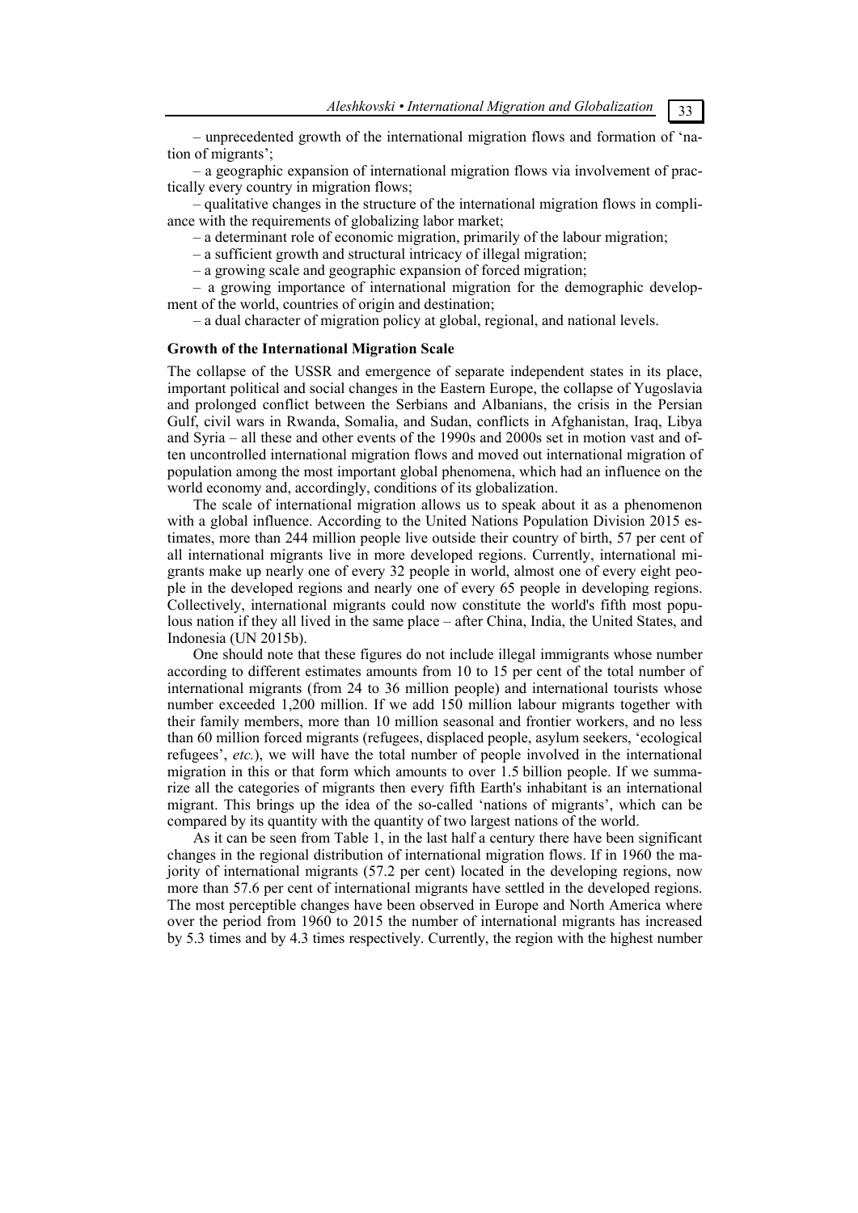– unprecedented growth of the international migration flows and formation of 'nation of migrants';

– a geographic expansion of international migration flows via involvement of practically every country in migration flows;

– qualitative changes in the structure of the international migration flows in compliance with the requirements of globalizing labor market;

– a determinant role of economic migration, primarily of the labour migration;

– a sufficient growth and structural intricacy of illegal migration;

– a growing scale and geographic expansion of forced migration;

– a growing importance of international migration for the demographic development of the world, countries of origin and destination;

– a dual character of migration policy at global, regional, and national levels.

**Growth of the International Migration Scale**

The collapse of the USSR and emergence of separate independent states in its place, important political and social changes in the Eastern Europe, the collapse of Yugoslavia and prolonged conflict between the Serbians and Albanians, the crisis in the Persian Gulf, civil wars in Rwanda, Somalia, and Sudan, conflicts in Afghanistan, Iraq, Libya and Syria – all these and other events of the 1990s and 2000s set in motion vast and often uncontrolled international migration flows and moved out international migration of population among the most important global phenomena, which had an influence on the world economy and, accordingly, conditions of its globalization.

The scale of international migration allows us to speak about it as a phenomenon with a global influence. According to the United Nations Population Division 2015 estimates, more than 244 million people live outside their country of birth, 57 per cent of all international migrants live in more developed regions. Currently, international migrants make up nearly one of every 32 people in world, almost one of every eight people in the developed regions and nearly one of every 65 people in developing regions. Collectively, international migrants could now constitute the world's fifth most populous nation if they all lived in the same place – after China, India, the United States, and Indonesia (UN 2015b).

One should note that these figures do not include illegal immigrants whose number according to different estimates amounts from 10 to 15 per cent of the total number of international migrants (from 24 to 36 million people) and international tourists whose number exceeded 1,200 million. If we add 150 million labour migrants together with their family members, more than 10 million seasonal and frontier workers, and no less than 60 million forced migrants (refugees, displaced people, asylum seekers, 'ecological refugees', *etc.*), we will have the total number of people involved in the international migration in this or that form which amounts to over 1.5 billion people. If we summarize all the categories of migrants then every fifth Earth's inhabitant is an international migrant. This brings up the idea of the so-called 'nations of migrants', which can be compared by its quantity with the quantity of two largest nations of the world.

As it can be seen from Table 1, in the last half a century there have been significant changes in the regional distribution of international migration flows. If in 1960 the majority of international migrants (57.2 per cent) located in the developing regions, now more than 57.6 per cent of international migrants have settled in the developed regions. The most perceptible changes have been observed in Europe and North America where over the period from 1960 to 2015 the number of international migrants has increased by 5.3 times and by 4.3 times respectively. Currently, the region with the highest number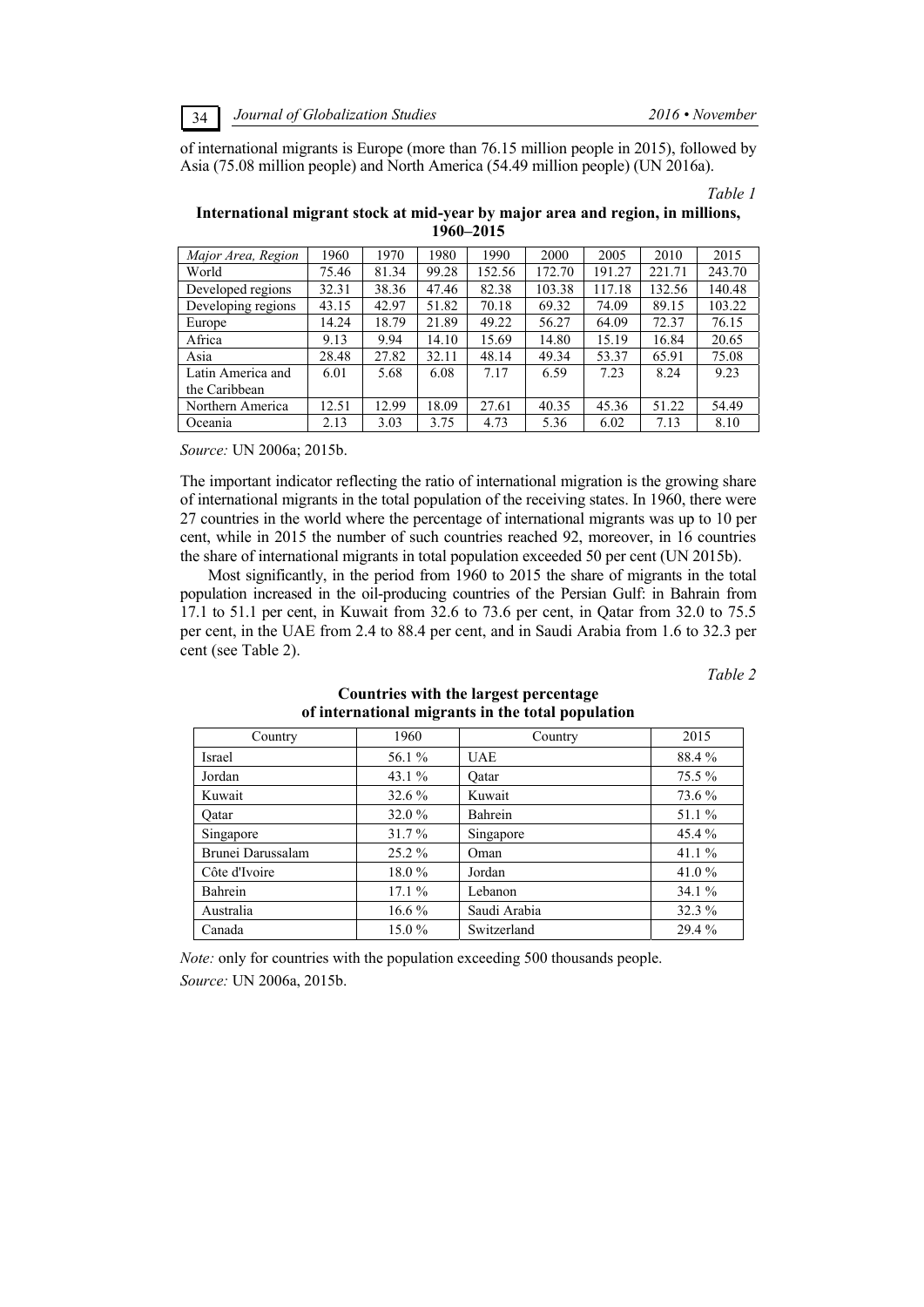of international migrants is Europe (more than 76.15 million people in 2015), followed by Asia (75.08 million people) and North America (54.49 million people) (UN 2016a).

*Table 1*

**International migrant stock at mid-year by major area and region, in millions, 1960–2015**

| *Major Area, Region* | 1960 | 1970 | 1980 | 1990 | 2000 | 2005 | 2010 | 2015 |
|---|---|---|---|---|---|---|---|---|
| World | 75.46 | 81.34 | 99.28 | 152.56 | 172.70 | 191.27 | 221.71 | 243.70 |
| Developed regions | 32.31 | 38.36 | 47.46 | 82.38 | 103.38 | 117.18 | 132.56 | 140.48 |
| Developing regions | 43.15 | 42.97 | 51.82 | 70.18 | 69.32 | 74.09 | 89.15 | 103.22 |
| Europe | 14.24 | 18.79 | 21.89 | 49.22 | 56.27 | 64.09 | 72.37 | 76.15 |
| Africa | 9.13 | 9.94 | 14.10 | 15.69 | 14.80 | 15.19 | 16.84 | 20.65 |
| Asia | 28.48 | 27.82 | 32.11 | 48.14 | 49.34 | 53.37 | 65.91 | 75.08 |
| Latin America and the Caribbean | 6.01 | 5.68 | 6.08 | 7.17 | 6.59 | 7.23 | 8.24 | 9.23 |
| Northern America | 12.51 | 12.99 | 18.09 | 27.61 | 40.35 | 45.36 | 51.22 | 54.49 |
| Oceania | 2.13 | 3.03 | 3.75 | 4.73 | 5.36 | 6.02 | 7.13 | 8.10 |

*Source:* UN 2006a; 2015b.

The important indicator reflecting the ratio of international migration is the growing share of international migrants in the total population of the receiving states. In 1960, there were 27 countries in the world where the percentage of international migrants was up to 10 per cent, while in 2015 the number of such countries reached 92, moreover, in 16 countries the share of international migrants in total population exceeded 50 per cent (UN 2015b).

Most significantly, in the period from 1960 to 2015 the share of migrants in the total population increased in the oil-producing countries of the Persian Gulf: in Bahrain from 17.1 to 51.1 per cent, in Kuwait from 32.6 to 73.6 per cent, in Qatar from 32.0 to 75.5 per cent, in the UAE from 2.4 to 88.4 per cent, and in Saudi Arabia from 1.6 to 32.3 per cent (see Table 2).

*Table 2*

**Countries with the largest percentage of international migrants in the total population**

| Country | 1960 | Country | 2015 |
|---|---|---|---|
| Israel | 56.1 % | UAE | 88.4 % |
| Jordan | 43.1 % | Qatar | 75.5 % |
| Kuwait | 32.6 % | Kuwait | 73.6 % |
| Qatar | 32.0 % | Bahrein | 51.1 % |
| Singapore | 31.7 % | Singapore | 45.4 % |
| Brunei Darussalam | 25.2 % | Oman | 41.1 % |
| Côte d'Ivoire | 18.0 % | Jordan | 41.0 % |
| Bahrein | 17.1 % | Lebanon | 34.1 % |
| Australia | 16.6 % | Saudi Arabia | 32.3 % |
| Canada | 15.0 % | Switzerland | 29.4 % |

*Note:* only for countries with the population exceeding 500 thousands people.

*Source:* UN 2006a, 2015b.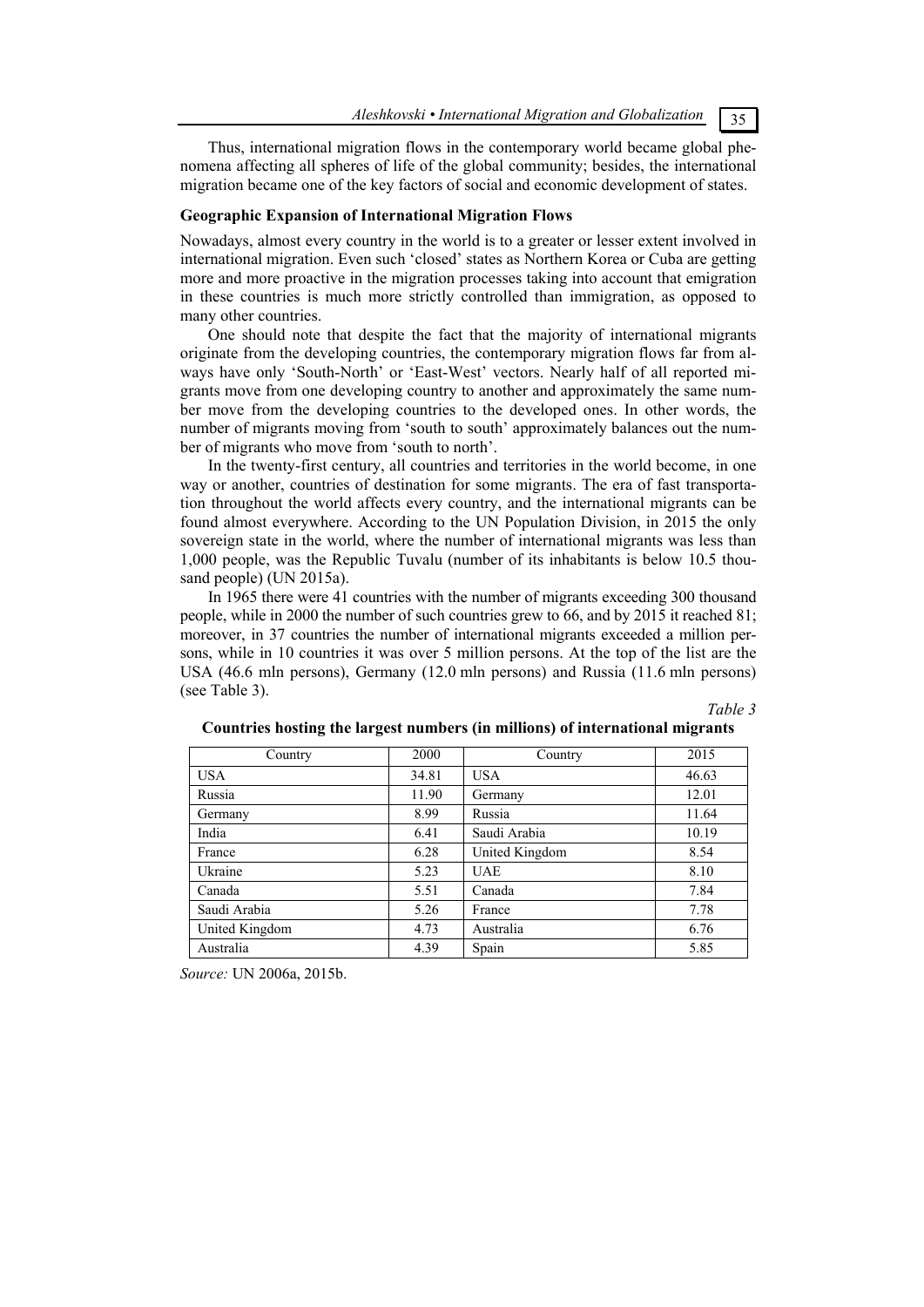Thus, international migration flows in the contemporary world became global phenomena affecting all spheres of life of the global community; besides, the international migration became one of the key factors of social and economic development of states.

### Geographic Expansion of International Migration Flows

Nowadays, almost every country in the world is to a greater or lesser extent involved in international migration. Even such 'closed' states as Northern Korea or Cuba are getting more and more proactive in the migration processes taking into account that emigration in these countries is much more strictly controlled than immigration, as opposed to many other countries.

One should note that despite the fact that the majority of international migrants originate from the developing countries, the contemporary migration flows far from always have only 'South-North' or 'East-West' vectors. Nearly half of all reported migrants move from one developing country to another and approximately the same number move from the developing countries to the developed ones. In other words, the number of migrants moving from 'south to south' approximately balances out the number of migrants who move from 'south to north'.

In the twenty-first century, all countries and territories in the world become, in one way or another, countries of destination for some migrants. The era of fast transportation throughout the world affects every country, and the international migrants can be found almost everywhere. According to the UN Population Division, in 2015 the only sovereign state in the world, where the number of international migrants was less than 1,000 people, was the Republic Tuvalu (number of its inhabitants is below 10.5 thousand people) (UN 2015a).

In 1965 there were 41 countries with the number of migrants exceeding 300 thousand people, while in 2000 the number of such countries grew to 66, and by 2015 it reached 81; moreover, in 37 countries the number of international migrants exceeded a million persons, while in 10 countries it was over 5 million persons. At the top of the list are the USA (46.6 mln persons), Germany (12.0 mln persons) and Russia (11.6 mln persons) (see Table 3).

*Table 3*

**Countries hosting the largest numbers (in millions) of international migrants**

| Country | 2000 | Country | 2015 |
|---|---|---|---|
| USA | 34.81 | USA | 46.63 |
| Russia | 11.90 | Germany | 12.01 |
| Germany | 8.99 | Russia | 11.64 |
| India | 6.41 | Saudi Arabia | 10.19 |
| France | 6.28 | United Kingdom | 8.54 |
| Ukraine | 5.23 | UAE | 8.10 |
| Canada | 5.51 | Canada | 7.84 |
| Saudi Arabia | 5.26 | France | 7.78 |
| United Kingdom | 4.73 | Australia | 6.76 |
| Australia | 4.39 | Spain | 5.85 |

*Source:* UN 2006a, 2015b.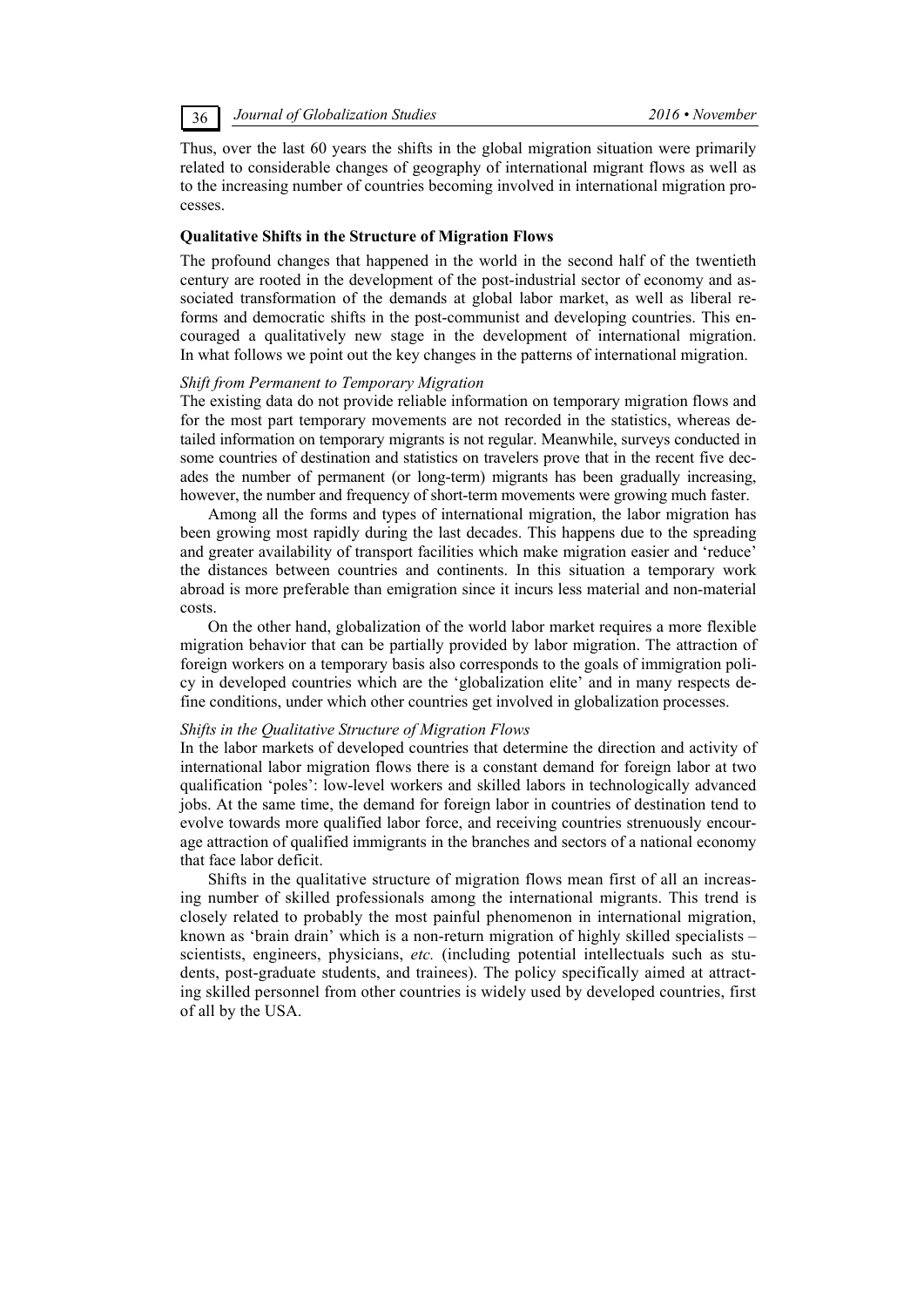Thus, over the last 60 years the shifts in the global migration situation were primarily related to considerable changes of geography of international migrant flows as well as to the increasing number of countries becoming involved in international migration processes.

## Qualitative Shifts in the Structure of Migration Flows

The profound changes that happened in the world in the second half of the twentieth century are rooted in the development of the post-industrial sector of economy and associated transformation of the demands at global labor market, as well as liberal reforms and democratic shifts in the post-communist and developing countries. This encouraged a qualitatively new stage in the development of international migration. In what follows we point out the key changes in the patterns of international migration.

### *Shift from Permanent to Temporary Migration*

The existing data do not provide reliable information on temporary migration flows and for the most part temporary movements are not recorded in the statistics, whereas detailed information on temporary migrants is not regular. Meanwhile, surveys conducted in some countries of destination and statistics on travelers prove that in the recent five decades the number of permanent (or long-term) migrants has been gradually increasing, however, the number and frequency of short-term movements were growing much faster.

Among all the forms and types of international migration, the labor migration has been growing most rapidly during the last decades. This happens due to the spreading and greater availability of transport facilities which make migration easier and 'reduce' the distances between countries and continents. In this situation a temporary work abroad is more preferable than emigration since it incurs less material and non-material costs.

On the other hand, globalization of the world labor market requires a more flexible migration behavior that can be partially provided by labor migration. The attraction of foreign workers on a temporary basis also corresponds to the goals of immigration policy in developed countries which are the 'globalization elite' and in many respects define conditions, under which other countries get involved in globalization processes.

### *Shifts in the Qualitative Structure of Migration Flows*

In the labor markets of developed countries that determine the direction and activity of international labor migration flows there is a constant demand for foreign labor at two qualification 'poles': low-level workers and skilled labors in technologically advanced jobs. At the same time, the demand for foreign labor in countries of destination tend to evolve towards more qualified labor force, and receiving countries strenuously encourage attraction of qualified immigrants in the branches and sectors of a national economy that face labor deficit.

Shifts in the qualitative structure of migration flows mean first of all an increasing number of skilled professionals among the international migrants. This trend is closely related to probably the most painful phenomenon in international migration, known as 'brain drain' which is a non-return migration of highly skilled specialists – scientists, engineers, physicians, *etc.* (including potential intellectuals such as students, post-graduate students, and trainees). The policy specifically aimed at attracting skilled personnel from other countries is widely used by developed countries, first of all by the USA.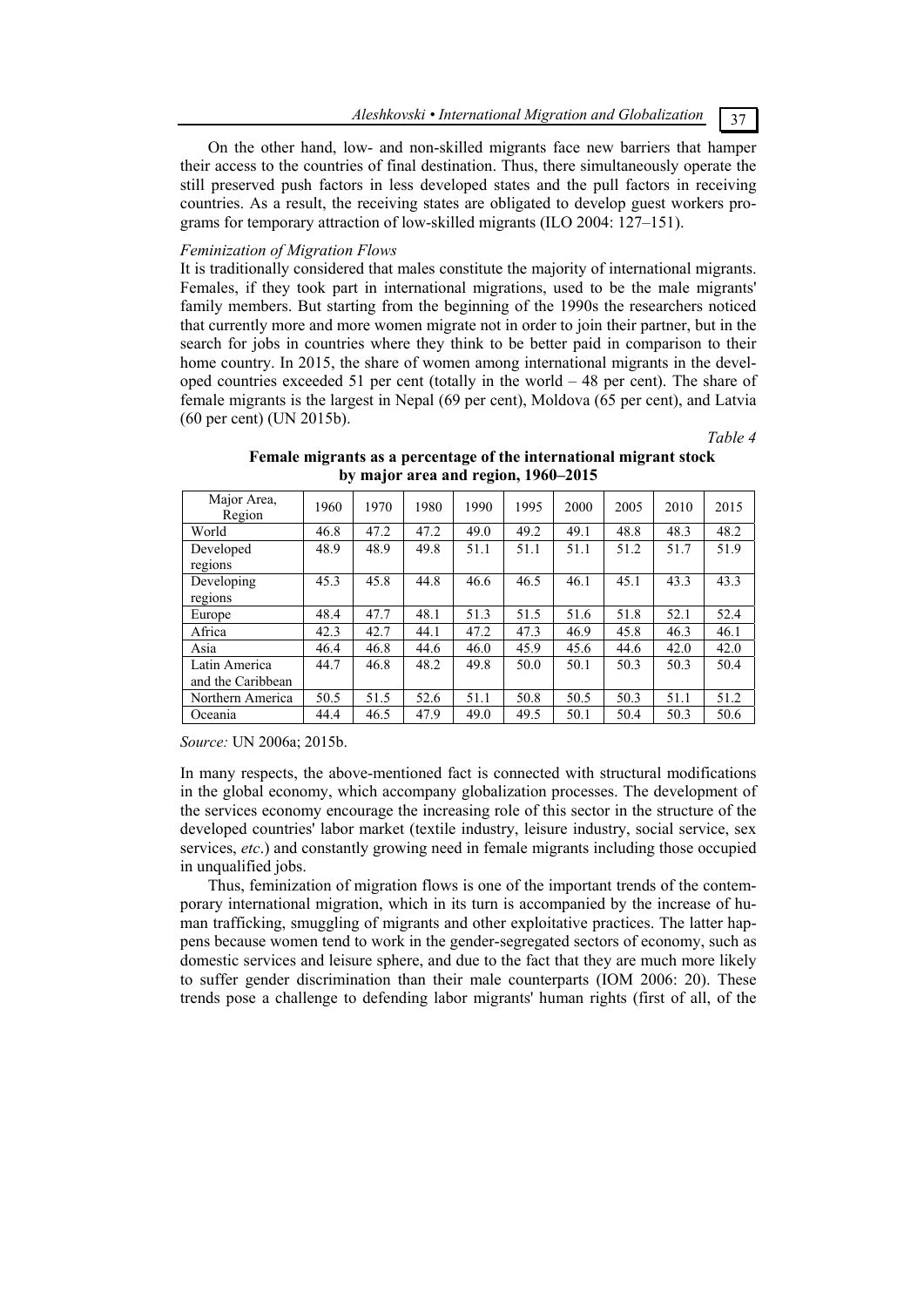On the other hand, low- and non-skilled migrants face new barriers that hamper their access to the countries of final destination. Thus, there simultaneously operate the still preserved push factors in less developed states and the pull factors in receiving countries. As a result, the receiving states are obligated to develop guest workers programs for temporary attraction of low-skilled migrants (ILO 2004: 127–151).

*Feminization of Migration Flows*

It is traditionally considered that males constitute the majority of international migrants. Females, if they took part in international migrations, used to be the male migrants' family members. But starting from the beginning of the 1990s the researchers noticed that currently more and more women migrate not in order to join their partner, but in the search for jobs in countries where they think to be better paid in comparison to their home country. In 2015, the share of women among international migrants in the developed countries exceeded 51 per cent (totally in the world – 48 per cent). The share of female migrants is the largest in Nepal (69 per cent), Moldova (65 per cent), and Latvia (60 per cent) (UN 2015b).

*Table 4*

**Female migrants as a percentage of the international migrant stock by major area and region, 1960–2015**

| Major Area, Region | 1960 | 1970 | 1980 | 1990 | 1995 | 2000 | 2005 | 2010 | 2015 |
|---|---|---|---|---|---|---|---|---|---|
| World | 46.8 | 47.2 | 47.2 | 49.0 | 49.2 | 49.1 | 48.8 | 48.3 | 48.2 |
| Developed regions | 48.9 | 48.9 | 49.8 | 51.1 | 51.1 | 51.1 | 51.2 | 51.7 | 51.9 |
| Developing regions | 45.3 | 45.8 | 44.8 | 46.6 | 46.5 | 46.1 | 45.1 | 43.3 | 43.3 |
| Europe | 48.4 | 47.7 | 48.1 | 51.3 | 51.5 | 51.6 | 51.8 | 52.1 | 52.4 |
| Africa | 42.3 | 42.7 | 44.1 | 47.2 | 47.3 | 46.9 | 45.8 | 46.3 | 46.1 |
| Asia | 46.4 | 46.8 | 44.6 | 46.0 | 45.9 | 45.6 | 44.6 | 42.0 | 42.0 |
| Latin America and the Caribbean | 44.7 | 46.8 | 48.2 | 49.8 | 50.0 | 50.1 | 50.3 | 50.3 | 50.4 |
| Northern America | 50.5 | 51.5 | 52.6 | 51.1 | 50.8 | 50.5 | 50.3 | 51.1 | 51.2 |
| Oceania | 44.4 | 46.5 | 47.9 | 49.0 | 49.5 | 50.1 | 50.4 | 50.3 | 50.6 |

*Source:* UN 2006a; 2015b.

In many respects, the above-mentioned fact is connected with structural modifications in the global economy, which accompany globalization processes. The development of the services economy encourage the increasing role of this sector in the structure of the developed countries' labor market (textile industry, leisure industry, social service, sex services, *etc*.) and constantly growing need in female migrants including those occupied in unqualified jobs.

Thus, feminization of migration flows is one of the important trends of the contemporary international migration, which in its turn is accompanied by the increase of human trafficking, smuggling of migrants and other exploitative practices. The latter happens because women tend to work in the gender-segregated sectors of economy, such as domestic services and leisure sphere, and due to the fact that they are much more likely to suffer gender discrimination than their male counterparts (IOM 2006: 20). These trends pose a challenge to defending labor migrants' human rights (first of all, of the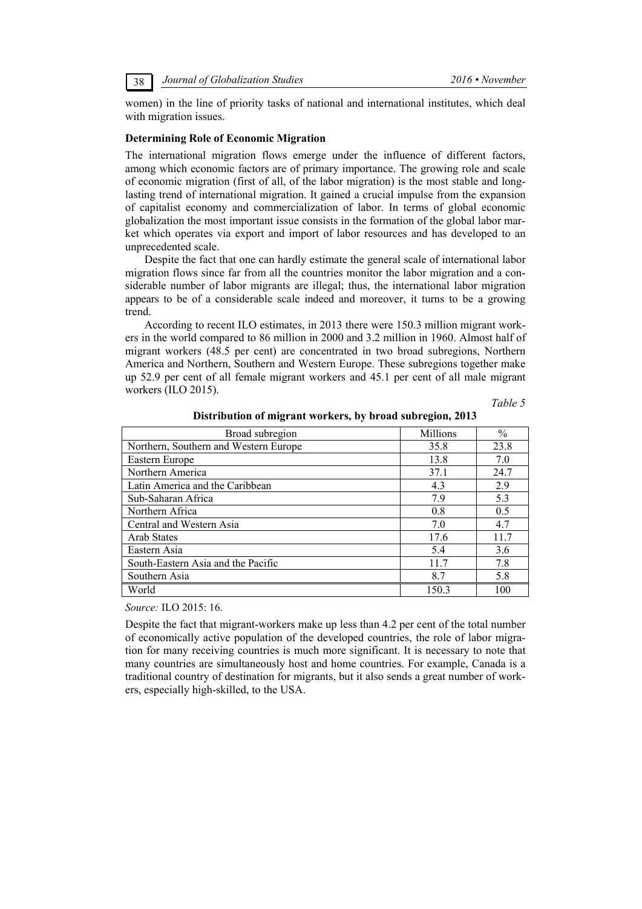women) in the line of priority tasks of national and international institutes, which deal with migration issues.

**Determining Role of Economic Migration**

The international migration flows emerge under the influence of different factors, among which economic factors are of primary importance. The growing role and scale of economic migration (first of all, of the labor migration) is the most stable and long-lasting trend of international migration. It gained a crucial impulse from the expansion of capitalist economy and commercialization of labor. In terms of global economic globalization the most important issue consists in the formation of the global labor market which operates via export and import of labor resources and has developed to an unprecedented scale.

Despite the fact that one can hardly estimate the general scale of international labor migration flows since far from all the countries monitor the labor migration and a considerable number of labor migrants are illegal; thus, the international labor migration appears to be of a considerable scale indeed and moreover, it turns to be a growing trend.

According to recent ILO estimates, in 2013 there were 150.3 million migrant workers in the world compared to 86 million in 2000 and 3.2 million in 1960. Almost half of migrant workers (48.5 per cent) are concentrated in two broad subregions, Northern America and Northern, Southern and Western Europe. These subregions together make up 52.9 per cent of all female migrant workers and 45.1 per cent of all male migrant workers (ILO 2015).

*Table 5*

**Distribution of migrant workers, by broad subregion, 2013**

| Broad subregion | Millions | % |
|---|---|---|
| Northern, Southern and Western Europe | 35.8 | 23.8 |
| Eastern Europe | 13.8 | 7.0 |
| Northern America | 37.1 | 24.7 |
| Latin America and the Caribbean | 4.3 | 2.9 |
| Sub-Saharan Africa | 7.9 | 5.3 |
| Northern Africa | 0.8 | 0.5 |
| Central and Western Asia | 7.0 | 4.7 |
| Arab States | 17.6 | 11.7 |
| Eastern Asia | 5.4 | 3.6 |
| South-Eastern Asia and the Pacific | 11.7 | 7.8 |
| Southern Asia | 8.7 | 5.8 |
| World | 150.3 | 100 |

*Source:* ILO 2015: 16.

Despite the fact that migrant-workers make up less than 4.2 per cent of the total number of economically active population of the developed countries, the role of labor migration for many receiving countries is much more significant. It is necessary to note that many countries are simultaneously host and home countries. For example, Canada is a traditional country of destination for migrants, but it also sends a great number of workers, especially high-skilled, to the USA.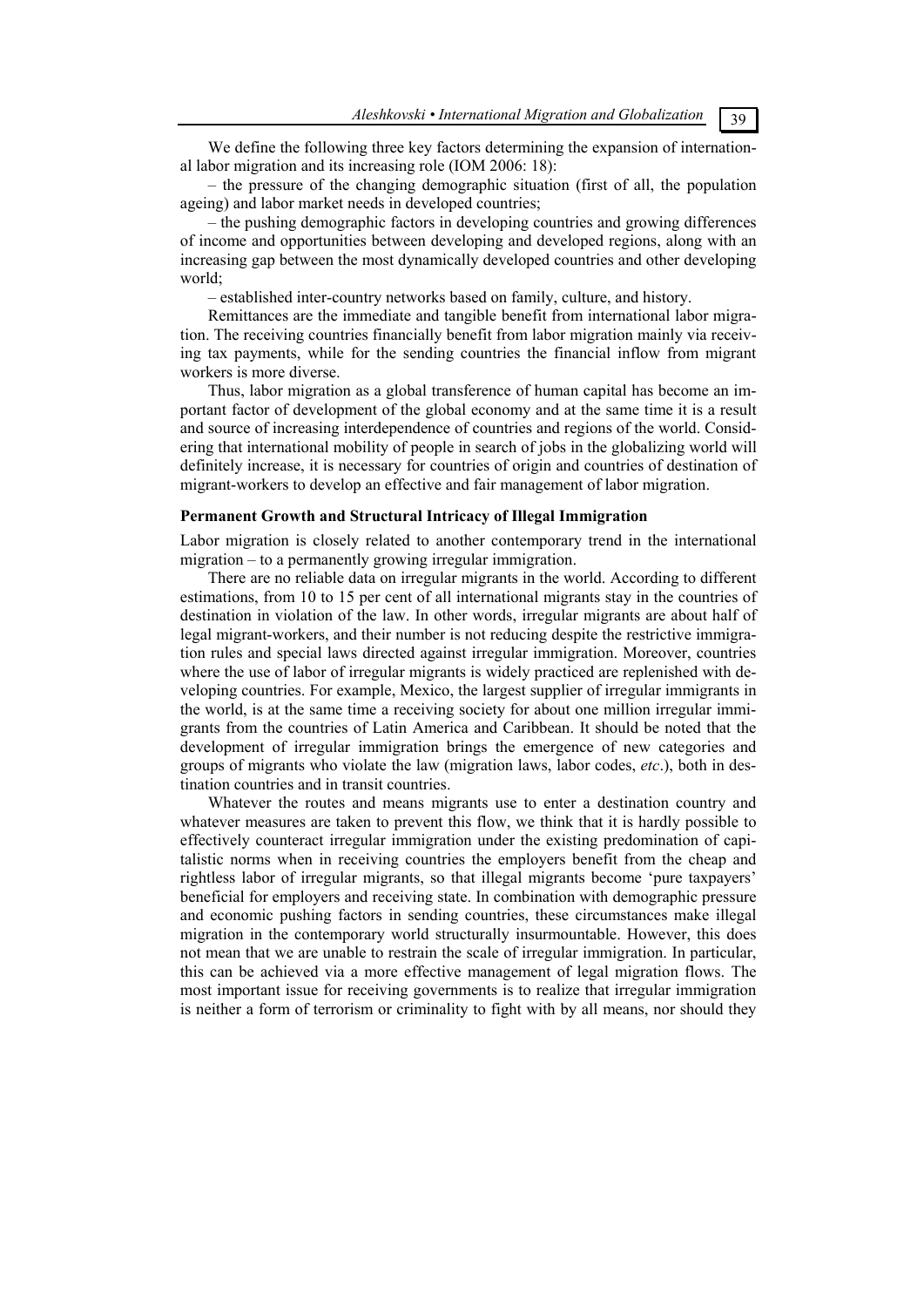We define the following three key factors determining the expansion of international labor migration and its increasing role (IOM 2006: 18):

– the pressure of the changing demographic situation (first of all, the population ageing) and labor market needs in developed countries;

– the pushing demographic factors in developing countries and growing differences of income and opportunities between developing and developed regions, along with an increasing gap between the most dynamically developed countries and other developing world;

– established inter-country networks based on family, culture, and history.

Remittances are the immediate and tangible benefit from international labor migration. The receiving countries financially benefit from labor migration mainly via receiving tax payments, while for the sending countries the financial inflow from migrant workers is more diverse.

Thus, labor migration as a global transference of human capital has become an important factor of development of the global economy and at the same time it is a result and source of increasing interdependence of countries and regions of the world. Considering that international mobility of people in search of jobs in the globalizing world will definitely increase, it is necessary for countries of origin and countries of destination of migrant-workers to develop an effective and fair management of labor migration.

**Permanent Growth and Structural Intricacy of Illegal Immigration**

Labor migration is closely related to another contemporary trend in the international migration – to a permanently growing irregular immigration.

There are no reliable data on irregular migrants in the world. According to different estimations, from 10 to 15 per cent of all international migrants stay in the countries of destination in violation of the law. In other words, irregular migrants are about half of legal migrant-workers, and their number is not reducing despite the restrictive immigration rules and special laws directed against irregular immigration. Moreover, countries where the use of labor of irregular migrants is widely practiced are replenished with developing countries. For example, Mexico, the largest supplier of irregular immigrants in the world, is at the same time a receiving society for about one million irregular immigrants from the countries of Latin America and Caribbean. It should be noted that the development of irregular immigration brings the emergence of new categories and groups of migrants who violate the law (migration laws, labor codes, *etc*.), both in destination countries and in transit countries.

Whatever the routes and means migrants use to enter a destination country and whatever measures are taken to prevent this flow, we think that it is hardly possible to effectively counteract irregular immigration under the existing predomination of capitalistic norms when in receiving countries the employers benefit from the cheap and rightless labor of irregular migrants, so that illegal migrants become 'pure taxpayers' beneficial for employers and receiving state. In combination with demographic pressure and economic pushing factors in sending countries, these circumstances make illegal migration in the contemporary world structurally insurmountable. However, this does not mean that we are unable to restrain the scale of irregular immigration. In particular, this can be achieved via a more effective management of legal migration flows. The most important issue for receiving governments is to realize that irregular immigration is neither a form of terrorism or criminality to fight with by all means, nor should they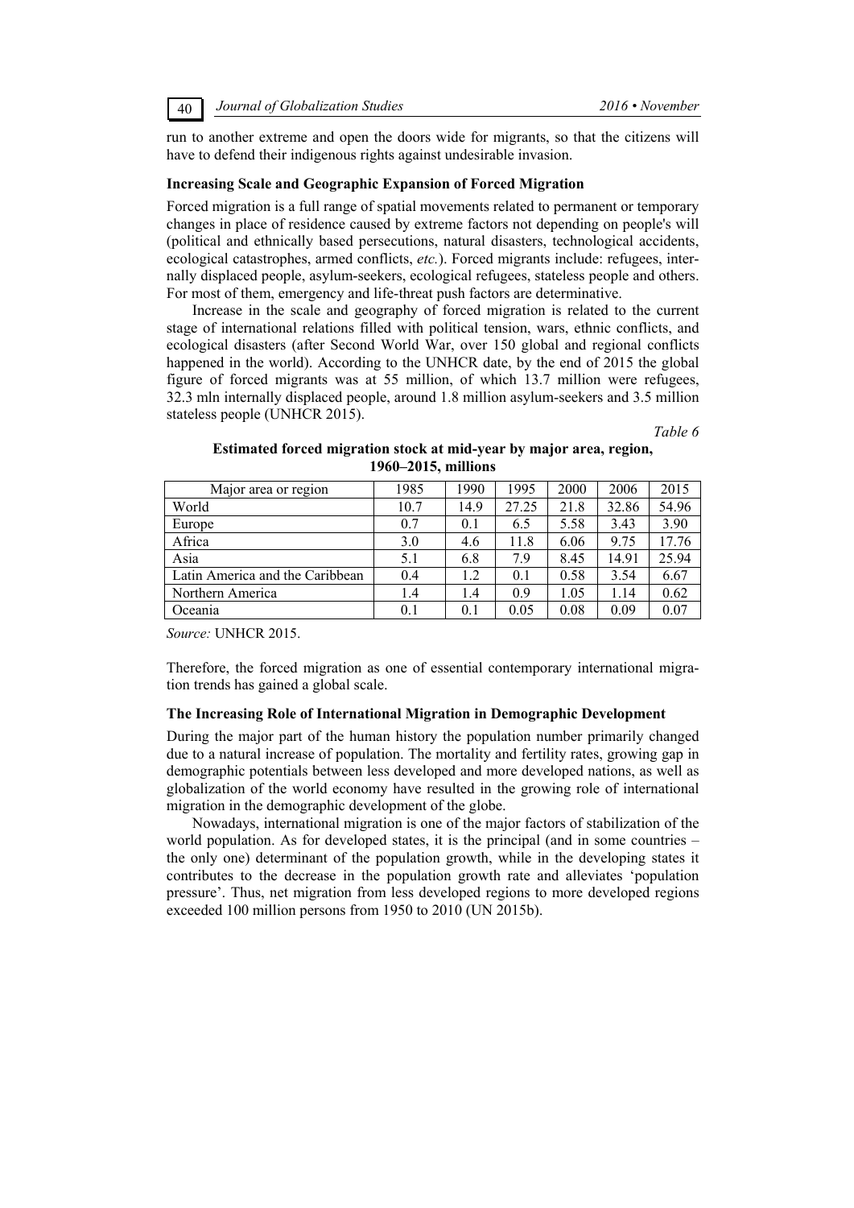run to another extreme and open the doors wide for migrants, so that the citizens will have to defend their indigenous rights against undesirable invasion.

### Increasing Scale and Geographic Expansion of Forced Migration

Forced migration is a full range of spatial movements related to permanent or temporary changes in place of residence caused by extreme factors not depending on people's will (political and ethnically based persecutions, natural disasters, technological accidents, ecological catastrophes, armed conflicts, *etc.*). Forced migrants include: refugees, internally displaced people, asylum-seekers, ecological refugees, stateless people and others. For most of them, emergency and life-threat push factors are determinative.

Increase in the scale and geography of forced migration is related to the current stage of international relations filled with political tension, wars, ethnic conflicts, and ecological disasters (after Second World War, over 150 global and regional conflicts happened in the world). According to the UNHCR date, by the end of 2015 the global figure of forced migrants was at 55 million, of which 13.7 million were refugees, 32.3 mln internally displaced people, around 1.8 million asylum-seekers and 3.5 million stateless people (UNHCR 2015).

*Table 6*

**Estimated forced migration stock at mid-year by major area, region, 1960–2015, millions**

| Major area or region | 1985 | 1990 | 1995 | 2000 | 2006 | 2015 |
|---|---|---|---|---|---|---|
| World | 10.7 | 14.9 | 27.25 | 21.8 | 32.86 | 54.96 |
| Europe | 0.7 | 0.1 | 6.5 | 5.58 | 3.43 | 3.90 |
| Africa | 3.0 | 4.6 | 11.8 | 6.06 | 9.75 | 17.76 |
| Asia | 5.1 | 6.8 | 7.9 | 8.45 | 14.91 | 25.94 |
| Latin America and the Caribbean | 0.4 | 1.2 | 0.1 | 0.58 | 3.54 | 6.67 |
| Northern America | 1.4 | 1.4 | 0.9 | 1.05 | 1.14 | 0.62 |
| Oceania | 0.1 | 0.1 | 0.05 | 0.08 | 0.09 | 0.07 |

*Source:* UNHCR 2015.

Therefore, the forced migration as one of essential contemporary international migration trends has gained a global scale.

### The Increasing Role of International Migration in Demographic Development

During the major part of the human history the population number primarily changed due to a natural increase of population. The mortality and fertility rates, growing gap in demographic potentials between less developed and more developed nations, as well as globalization of the world economy have resulted in the growing role of international migration in the demographic development of the globe.

Nowadays, international migration is one of the major factors of stabilization of the world population. As for developed states, it is the principal (and in some countries – the only one) determinant of the population growth, while in the developing states it contributes to the decrease in the population growth rate and alleviates 'population pressure'. Thus, net migration from less developed regions to more developed regions exceeded 100 million persons from 1950 to 2010 (UN 2015b).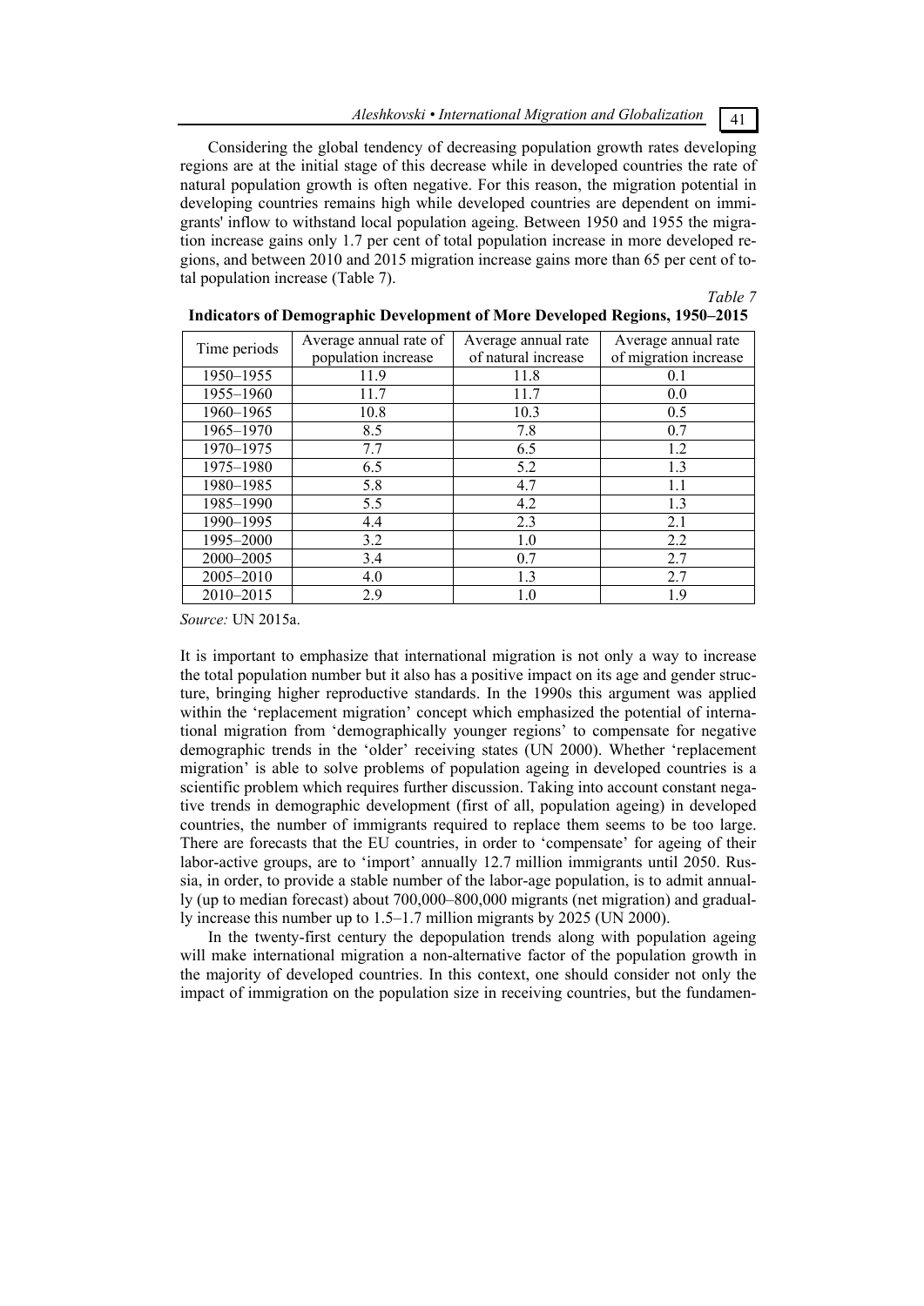Considering the global tendency of decreasing population growth rates developing regions are at the initial stage of this decrease while in developed countries the rate of natural population growth is often negative. For this reason, the migration potential in developing countries remains high while developed countries are dependent on immigrants' inflow to withstand local population ageing. Between 1950 and 1955 the migration increase gains only 1.7 per cent of total population increase in more developed regions, and between 2010 and 2015 migration increase gains more than 65 per cent of total population increase (Table 7).

*Table 7*

**Indicators of Demographic Development of More Developed Regions, 1950–2015**

| Time periods | Average annual rate of population increase | Average annual rate of natural increase | Average annual rate of migration increase |
|---|---|---|---|
| 1950–1955 | 11.9 | 11.8 | 0.1 |
| 1955–1960 | 11.7 | 11.7 | 0.0 |
| 1960–1965 | 10.8 | 10.3 | 0.5 |
| 1965–1970 | 8.5 | 7.8 | 0.7 |
| 1970–1975 | 7.7 | 6.5 | 1.2 |
| 1975–1980 | 6.5 | 5.2 | 1.3 |
| 1980–1985 | 5.8 | 4.7 | 1.1 |
| 1985–1990 | 5.5 | 4.2 | 1.3 |
| 1990–1995 | 4.4 | 2.3 | 2.1 |
| 1995–2000 | 3.2 | 1.0 | 2.2 |
| 2000–2005 | 3.4 | 0.7 | 2.7 |
| 2005–2010 | 4.0 | 1.3 | 2.7 |
| 2010–2015 | 2.9 | 1.0 | 1.9 |

*Source:* UN 2015a.

It is important to emphasize that international migration is not only a way to increase the total population number but it also has a positive impact on its age and gender structure, bringing higher reproductive standards. In the 1990s this argument was applied within the 'replacement migration' concept which emphasized the potential of international migration from 'demographically younger regions' to compensate for negative demographic trends in the 'older' receiving states (UN 2000). Whether 'replacement migration' is able to solve problems of population ageing in developed countries is a scientific problem which requires further discussion. Taking into account constant negative trends in demographic development (first of all, population ageing) in developed countries, the number of immigrants required to replace them seems to be too large. There are forecasts that the EU countries, in order to 'compensate' for ageing of their labor-active groups, are to 'import' annually 12.7 million immigrants until 2050. Russia, in order, to provide a stable number of the labor-age population, is to admit annually (up to median forecast) about 700,000–800,000 migrants (net migration) and gradually increase this number up to 1.5–1.7 million migrants by 2025 (UN 2000).

In the twenty-first century the depopulation trends along with population ageing will make international migration a non-alternative factor of the population growth in the majority of developed countries. In this context, one should consider not only the impact of immigration on the population size in receiving countries, but the fundamen-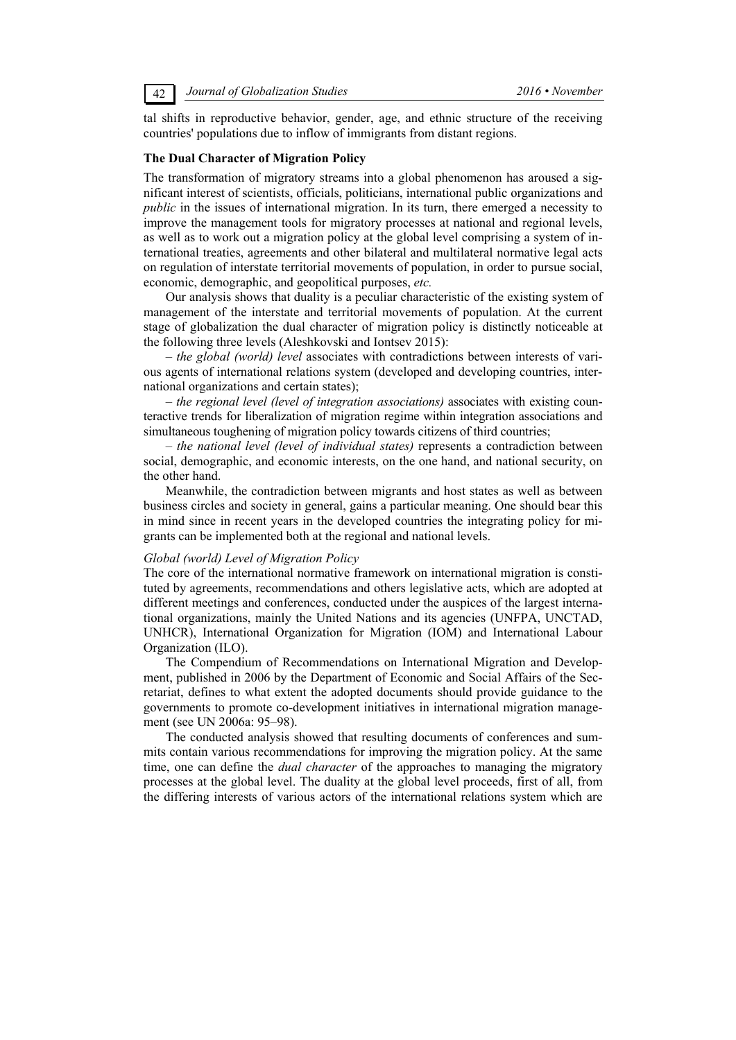tal shifts in reproductive behavior, gender, age, and ethnic structure of the receiving countries' populations due to inflow of immigrants from distant regions.

### The Dual Character of Migration Policy

The transformation of migratory streams into a global phenomenon has aroused a significant interest of scientists, officials, politicians, international public organizations and *public* in the issues of international migration. In its turn, there emerged a necessity to improve the management tools for migratory processes at national and regional levels, as well as to work out a migration policy at the global level comprising a system of international treaties, agreements and other bilateral and multilateral normative legal acts on regulation of interstate territorial movements of population, in order to pursue social, economic, demographic, and geopolitical purposes, *etc.*

Our analysis shows that duality is a peculiar characteristic of the existing system of management of the interstate and territorial movements of population. At the current stage of globalization the dual character of migration policy is distinctly noticeable at the following three levels (Aleshkovski and Iontsev 2015):

– *the global (world) level* associates with contradictions between interests of various agents of international relations system (developed and developing countries, international organizations and certain states);

– *the regional level (level of integration associations)* associates with existing counteractive trends for liberalization of migration regime within integration associations and simultaneous toughening of migration policy towards citizens of third countries;

– *the national level (level of individual states)* represents a contradiction between social, demographic, and economic interests, on the one hand, and national security, on the other hand.

Meanwhile, the contradiction between migrants and host states as well as between business circles and society in general, gains a particular meaning. One should bear this in mind since in recent years in the developed countries the integrating policy for migrants can be implemented both at the regional and national levels.

#### *Global (world) Level of Migration Policy*

The core of the international normative framework on international migration is constituted by agreements, recommendations and others legislative acts, which are adopted at different meetings and conferences, conducted under the auspices of the largest international organizations, mainly the United Nations and its agencies (UNFPA, UNCTAD, UNHCR), International Organization for Migration (IOM) and International Labour Organization (ILO).

The Compendium of Recommendations on International Migration and Development, published in 2006 by the Department of Economic and Social Affairs of the Secretariat, defines to what extent the adopted documents should provide guidance to the governments to promote co-development initiatives in international migration management (see UN 2006a: 95–98).

The conducted analysis showed that resulting documents of conferences and summits contain various recommendations for improving the migration policy. At the same time, one can define the *dual character* of the approaches to managing the migratory processes at the global level. The duality at the global level proceeds, first of all, from the differing interests of various actors of the international relations system which are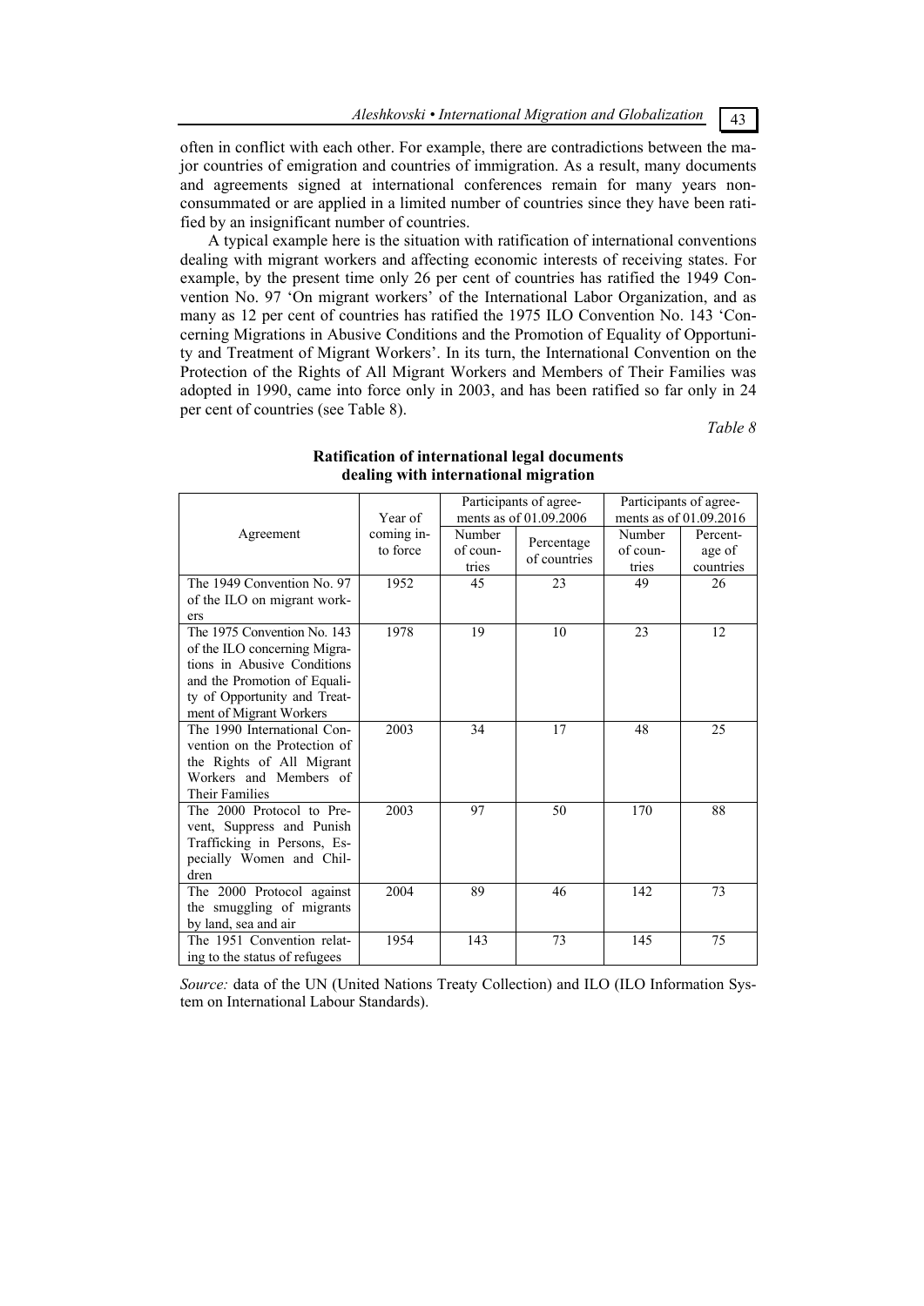often in conflict with each other. For example, there are contradictions between the major countries of emigration and countries of immigration. As a result, many documents and agreements signed at international conferences remain for many years non-consummated or are applied in a limited number of countries since they have been ratified by an insignificant number of countries.

A typical example here is the situation with ratification of international conventions dealing with migrant workers and affecting economic interests of receiving states. For example, by the present time only 26 per cent of countries has ratified the 1949 Convention No. 97 'On migrant workers' of the International Labor Organization, and as many as 12 per cent of countries has ratified the 1975 ILO Convention No. 143 'Concerning Migrations in Abusive Conditions and the Promotion of Equality of Opportunity and Treatment of Migrant Workers'. In its turn, the International Convention on the Protection of the Rights of All Migrant Workers and Members of Their Families was adopted in 1990, came into force only in 2003, and has been ratified so far only in 24 per cent of countries (see Table 8).

*Table 8*

**Ratification of international legal documents dealing with international migration**

| Agreement | Year of coming into force | Participants of agreements as of 01.09.2006 | | Participants of agreements as of 01.09.2016 | |
|---|---|---|---|---|---|
| | | Number of countries | Percentage of countries | Number of countries | Percentage of countries |
| The 1949 Convention No. 97 of the ILO on migrant workers | 1952 | 45 | 23 | 49 | 26 |
| The 1975 Convention No. 143 of the ILO concerning Migrations in Abusive Conditions and the Promotion of Equality of Opportunity and Treatment of Migrant Workers | 1978 | 19 | 10 | 23 | 12 |
| The 1990 International Convention on the Protection of the Rights of All Migrant Workers and Members of Their Families | 2003 | 34 | 17 | 48 | 25 |
| The 2000 Protocol to Prevent, Suppress and Punish Trafficking in Persons, Especially Women and Children | 2003 | 97 | 50 | 170 | 88 |
| The 2000 Protocol against the smuggling of migrants by land, sea and air | 2004 | 89 | 46 | 142 | 73 |
| The 1951 Convention relating to the status of refugees | 1954 | 143 | 73 | 145 | 75 |

*Source:* data of the UN (United Nations Treaty Collection) and ILO (ILO Information System on International Labour Standards).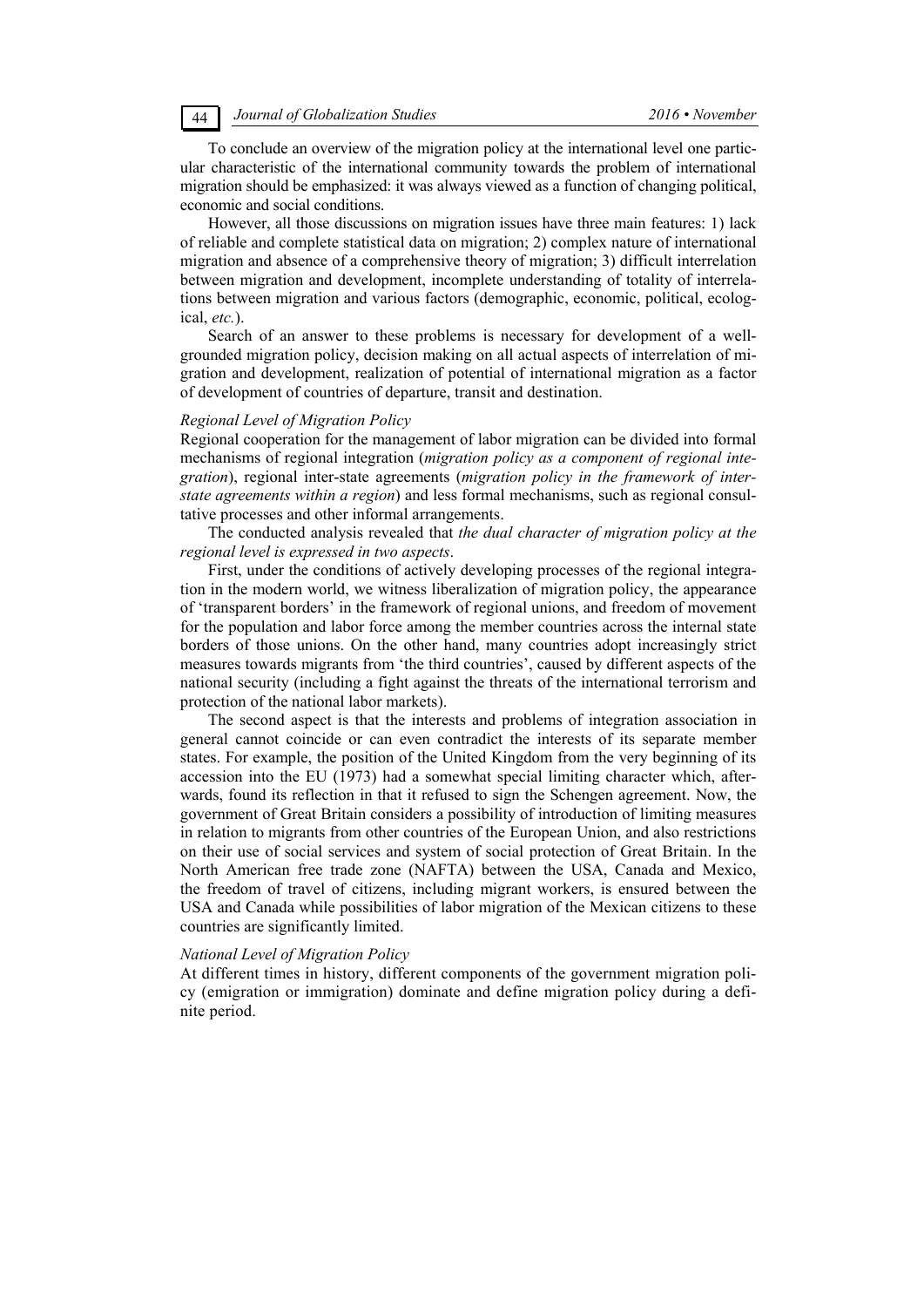To conclude an overview of the migration policy at the international level one particular characteristic of the international community towards the problem of international migration should be emphasized: it was always viewed as a function of changing political, economic and social conditions.

However, all those discussions on migration issues have three main features: 1) lack of reliable and complete statistical data on migration; 2) complex nature of international migration and absence of a comprehensive theory of migration; 3) difficult interrelation between migration and development, incomplete understanding of totality of interrelations between migration and various factors (demographic, economic, political, ecological, *etc.*).

Search of an answer to these problems is necessary for development of a well-grounded migration policy, decision making on all actual aspects of interrelation of migration and development, realization of potential of international migration as a factor of development of countries of departure, transit and destination.

*Regional Level of Migration Policy*

Regional cooperation for the management of labor migration can be divided into formal mechanisms of regional integration (*migration policy as a component of regional integration*), regional inter-state agreements (*migration policy in the framework of inter-state agreements within a region*) and less formal mechanisms, such as regional consultative processes and other informal arrangements.

The conducted analysis revealed that *the dual character of migration policy at the regional level is expressed in two aspects*.

First, under the conditions of actively developing processes of the regional integration in the modern world, we witness liberalization of migration policy, the appearance of 'transparent borders' in the framework of regional unions, and freedom of movement for the population and labor force among the member countries across the internal state borders of those unions. On the other hand, many countries adopt increasingly strict measures towards migrants from 'the third countries', caused by different aspects of the national security (including a fight against the threats of the international terrorism and protection of the national labor markets).

The second aspect is that the interests and problems of integration association in general cannot coincide or can even contradict the interests of its separate member states. For example, the position of the United Kingdom from the very beginning of its accession into the EU (1973) had a somewhat special limiting character which, afterwards, found its reflection in that it refused to sign the Schengen agreement. Now, the government of Great Britain considers a possibility of introduction of limiting measures in relation to migrants from other countries of the European Union, and also restrictions on their use of social services and system of social protection of Great Britain. In the North American free trade zone (NAFTA) between the USA, Canada and Mexico, the freedom of travel of citizens, including migrant workers, is ensured between the USA and Canada while possibilities of labor migration of the Mexican citizens to these countries are significantly limited.

*National Level of Migration Policy*

At different times in history, different components of the government migration policy (emigration or immigration) dominate and define migration policy during a definite period.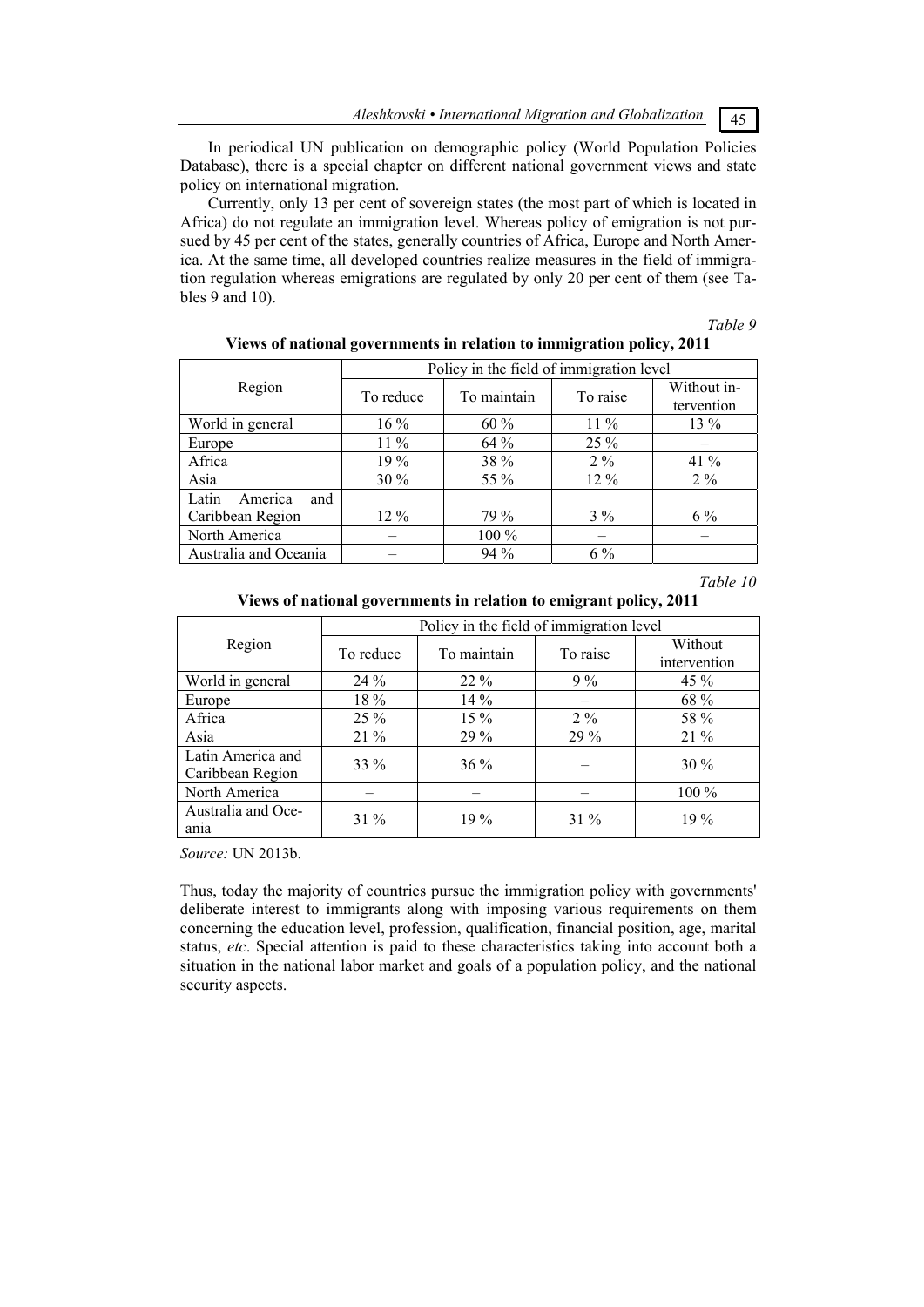In periodical UN publication on demographic policy (World Population Policies Database), there is a special chapter on different national government views and state policy on international migration.

Currently, only 13 per cent of sovereign states (the most part of which is located in Africa) do not regulate an immigration level. Whereas policy of emigration is not pursued by 45 per cent of the states, generally countries of Africa, Europe and North America. At the same time, all developed countries realize measures in the field of immigration regulation whereas emigrations are regulated by only 20 per cent of them (see Tables 9 and 10).

*Table 9*

**Views of national governments in relation to immigration policy, 2011**

| Region | Policy in the field of immigration level | | | |
|---|---|---|---|---|
| | To reduce | To maintain | To raise | Without intervention |
| World in general | 16 % | 60 % | 11 % | 13 % |
| Europe | 11 % | 64 % | 25 % | – |
| Africa | 19 % | 38 % | 2 % | 41 % |
| Asia | 30 % | 55 % | 12 % | 2 % |
| Latin America and Caribbean Region | 12 % | 79 % | 3 % | 6 % |
| North America | – | 100 % | – | – |
| Australia and Oceania | – | 94 % | 6 % | |

*Table 10*

**Views of national governments in relation to emigrant policy, 2011**

| Region | Policy in the field of immigration level | | | |
|---|---|---|---|---|
| | To reduce | To maintain | To raise | Without intervention |
| World in general | 24 % | 22 % | 9 % | 45 % |
| Europe | 18 % | 14 % | – | 68 % |
| Africa | 25 % | 15 % | 2 % | 58 % |
| Asia | 21 % | 29 % | 29 % | 21 % |
| Latin America and Caribbean Region | 33 % | 36 % | – | 30 % |
| North America | – | – | – | 100 % |
| Australia and Oceania | 31 % | 19 % | 31 % | 19 % |

*Source:* UN 2013b.

Thus, today the majority of countries pursue the immigration policy with governments' deliberate interest to immigrants along with imposing various requirements on them concerning the education level, profession, qualification, financial position, age, marital status, *etc*. Special attention is paid to these characteristics taking into account both a situation in the national labor market and goals of a population policy, and the national security aspects.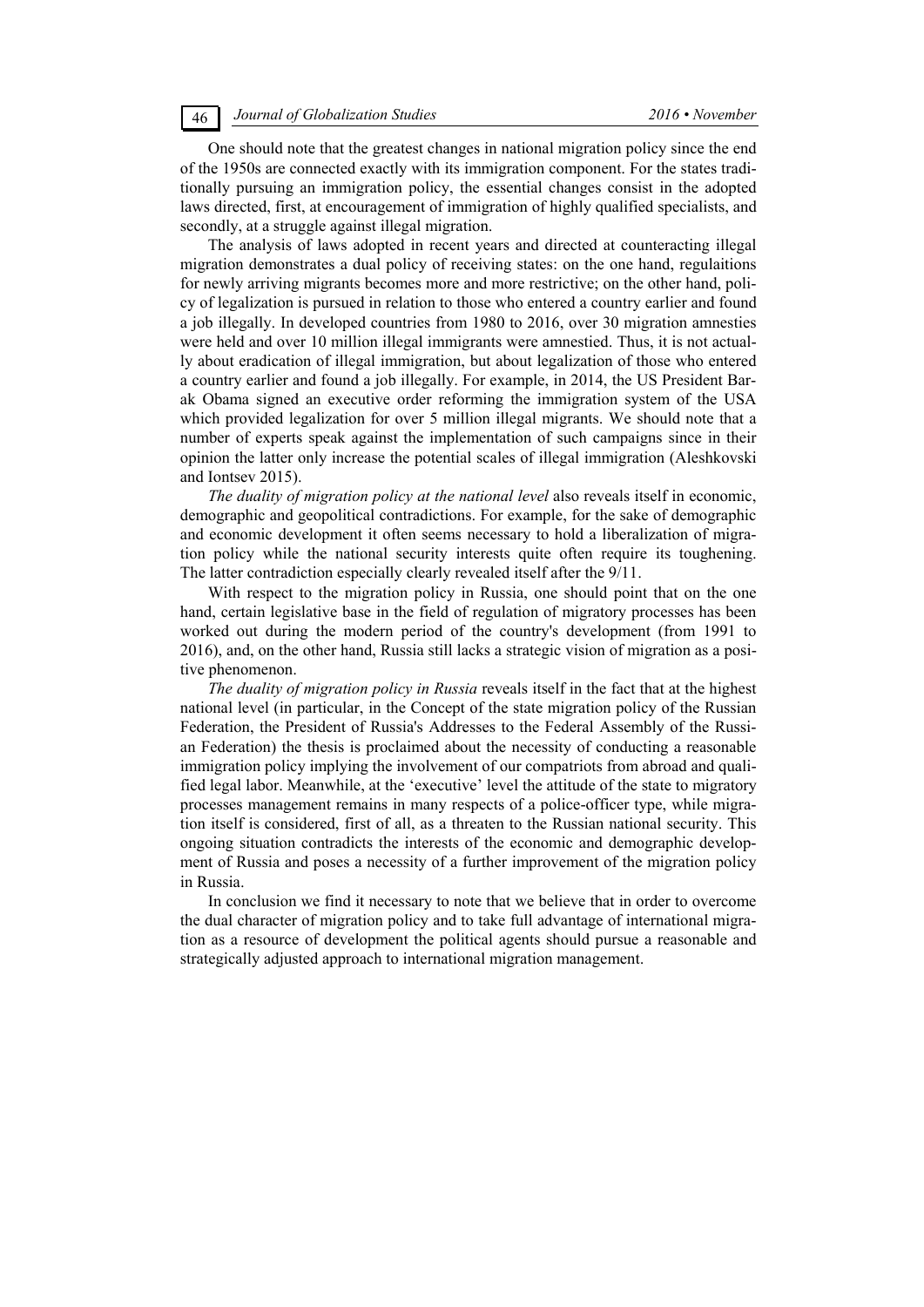One should note that the greatest changes in national migration policy since the end of the 1950s are connected exactly with its immigration component. For the states traditionally pursuing an immigration policy, the essential changes consist in the adopted laws directed, first, at encouragement of immigration of highly qualified specialists, and secondly, at a struggle against illegal migration.

The analysis of laws adopted in recent years and directed at counteracting illegal migration demonstrates a dual policy of receiving states: on the one hand, regulaitions for newly arriving migrants becomes more and more restrictive; on the other hand, policy of legalization is pursued in relation to those who entered a country earlier and found a job illegally. In developed countries from 1980 to 2016, over 30 migration amnesties were held and over 10 million illegal immigrants were amnestied. Thus, it is not actually about eradication of illegal immigration, but about legalization of those who entered a country earlier and found a job illegally. For example, in 2014, the US President Barak Obama signed an executive order reforming the immigration system of the USA which provided legalization for over 5 million illegal migrants. We should note that a number of experts speak against the implementation of such campaigns since in their opinion the latter only increase the potential scales of illegal immigration (Aleshkovski and Iontsev 2015).

*The duality of migration policy at the national level* also reveals itself in economic, demographic and geopolitical contradictions. For example, for the sake of demographic and economic development it often seems necessary to hold a liberalization of migration policy while the national security interests quite often require its toughening. The latter contradiction especially clearly revealed itself after the 9/11.

With respect to the migration policy in Russia, one should point that on the one hand, certain legislative base in the field of regulation of migratory processes has been worked out during the modern period of the country's development (from 1991 to 2016), and, on the other hand, Russia still lacks a strategic vision of migration as a positive phenomenon.

*The duality of migration policy in Russia* reveals itself in the fact that at the highest national level (in particular, in the Concept of the state migration policy of the Russian Federation, the President of Russia's Addresses to the Federal Assembly of the Russian Federation) the thesis is proclaimed about the necessity of conducting a reasonable immigration policy implying the involvement of our compatriots from abroad and qualified legal labor. Meanwhile, at the 'executive' level the attitude of the state to migratory processes management remains in many respects of a police-officer type, while migration itself is considered, first of all, as a threaten to the Russian national security. This ongoing situation contradicts the interests of the economic and demographic development of Russia and poses a necessity of a further improvement of the migration policy in Russia.

In conclusion we find it necessary to note that we believe that in order to overcome the dual character of migration policy and to take full advantage of international migration as a resource of development the political agents should pursue a reasonable and strategically adjusted approach to international migration management.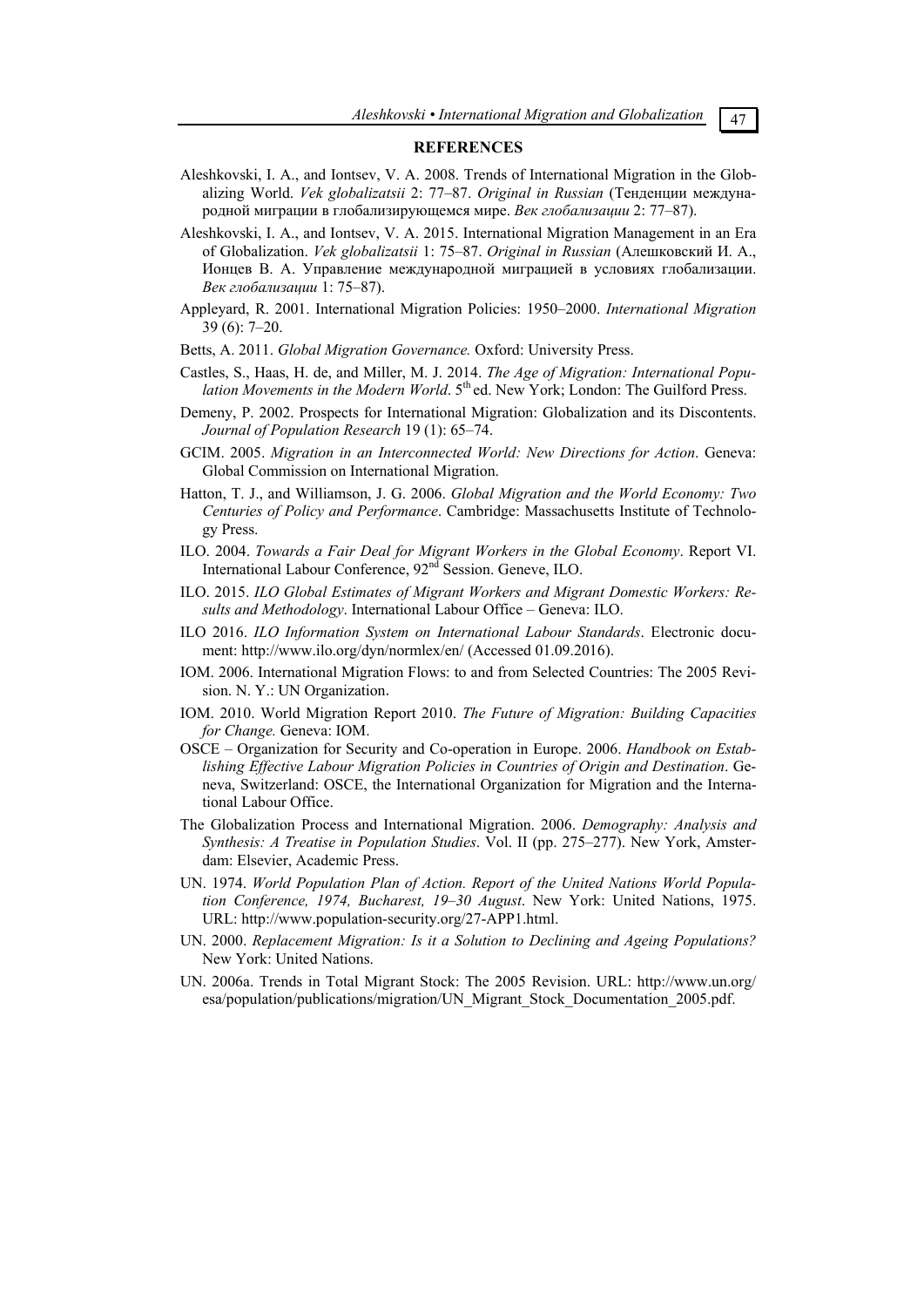## REFERENCES

Aleshkovski, I. A., and Iontsev, V. A. 2008. Trends of International Migration in the Globalizing World. *Vek globalizatsii* 2: 77–87. *Original in Russian* (Тенденции международной миграции в глобализирующемся мире. *Век глобализации* 2: 77–87).

Aleshkovski, I. A., and Iontsev, V. A. 2015. International Migration Management in an Era of Globalization. *Vek globalizatsii* 1: 75–87. *Original in Russian* (Алешковский И. А., Ионцев В. А. Управление международной миграцией в условиях глобализации. *Век глобализации* 1: 75–87).

Appleyard, R. 2001. International Migration Policies: 1950–2000. *International Migration* 39 (6): 7–20.

Betts, A. 2011. *Global Migration Governance.* Oxford: University Press.

Castles, S., Haas, H. de, and Miller, M. J. 2014. *The Age of Migration: International Population Movements in the Modern World*. 5th ed. New York; London: The Guilford Press.

Demeny, P. 2002. Prospects for International Migration: Globalization and its Discontents. *Journal of Population Research* 19 (1): 65–74.

GCIM. 2005. *Migration in an Interconnected World: New Directions for Action*. Geneva: Global Commission on International Migration.

Hatton, T. J., and Williamson, J. G. 2006. *Global Migration and the World Economy: Two Centuries of Policy and Performance*. Cambridge: Massachusetts Institute of Technology Press.

ILO. 2004. *Towards a Fair Deal for Migrant Workers in the Global Economy*. Report VI. International Labour Conference, 92nd Session. Geneve, ILO.

ILO. 2015. *ILO Global Estimates of Migrant Workers and Migrant Domestic Workers: Results and Methodology*. International Labour Office – Geneva: ILO.

ILO 2016. *ILO Information System on International Labour Standards*. Electronic document: http://www.ilo.org/dyn/normlex/en/ (Accessed 01.09.2016).

IOM. 2006. International Migration Flows: to and from Selected Countries: The 2005 Revision. N. Y.: UN Organization.

IOM. 2010. World Migration Report 2010. *The Future of Migration: Building Capacities for Change.* Geneva: IOM.

OSCE – Organization for Security and Co-operation in Europe. 2006. *Handbook on Establishing Effective Labour Migration Policies in Countries of Origin and Destination*. Geneva, Switzerland: OSCE, the International Organization for Migration and the International Labour Office.

The Globalization Process and International Migration. 2006. *Demography: Analysis and Synthesis: A Treatise in Population Studies*. Vol. II (pp. 275–277). New York, Amsterdam: Elsevier, Academic Press.

UN. 1974. *World Population Plan of Action. Report of the United Nations World Population Conference, 1974, Bucharest, 19–30 August*. New York: United Nations, 1975. URL: http://www.population-security.org/27-APP1.html.

UN. 2000. *Replacement Migration: Is it a Solution to Declining and Ageing Populations?* New York: United Nations.

UN. 2006a. Trends in Total Migrant Stock: The 2005 Revision. URL: http://www.un.org/esa/population/publications/migration/UN_Migrant_Stock_Documentation_2005.pdf.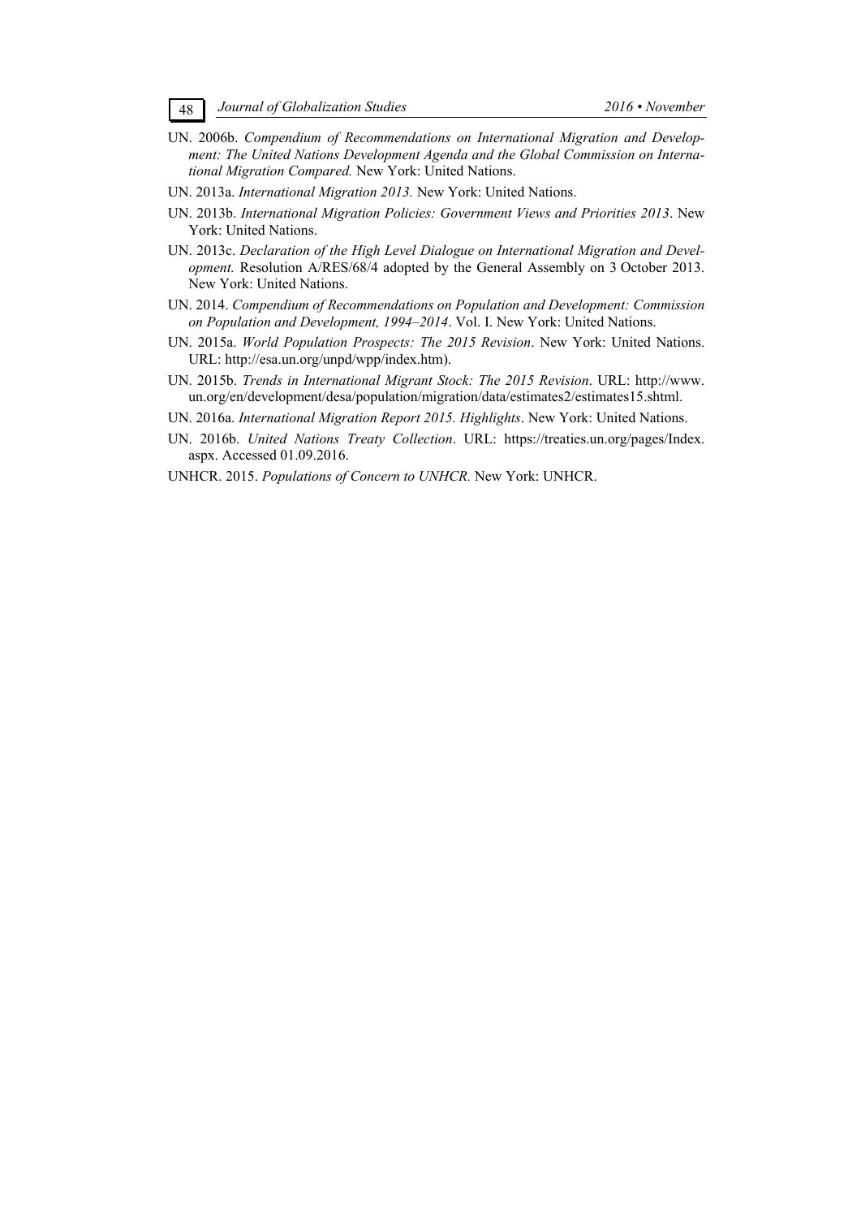UN. 2006b. *Compendium of Recommendations on International Migration and Development: The United Nations Development Agenda and the Global Commission on International Migration Compared.* New York: United Nations.

UN. 2013a. *International Migration 2013.* New York: United Nations.

UN. 2013b. *International Migration Policies: Government Views and Priorities 2013*. New York: United Nations.

UN. 2013c. *Declaration of the High Level Dialogue on International Migration and Development.* Resolution A/RES/68/4 adopted by the General Assembly on 3 October 2013. New York: United Nations.

UN. 2014. *Compendium of Recommendations on Population and Development: Commission on Population and Development, 1994–2014*. Vol. I. New York: United Nations.

UN. 2015a. *World Population Prospects: The 2015 Revision*. New York: United Nations. URL: http://esa.un.org/unpd/wpp/index.htm).

UN. 2015b. *Trends in International Migrant Stock: The 2015 Revision*. URL: http://www.un.org/en/development/desa/population/migration/data/estimates2/estimates15.shtml.

UN. 2016a. *International Migration Report 2015. Highlights*. New York: United Nations.

UN. 2016b. *United Nations Treaty Collection*. URL: https://treaties.un.org/pages/Index.aspx. Accessed 01.09.2016.

UNHCR. 2015. *Populations of Concern to UNHCR.* New York: UNHCR.